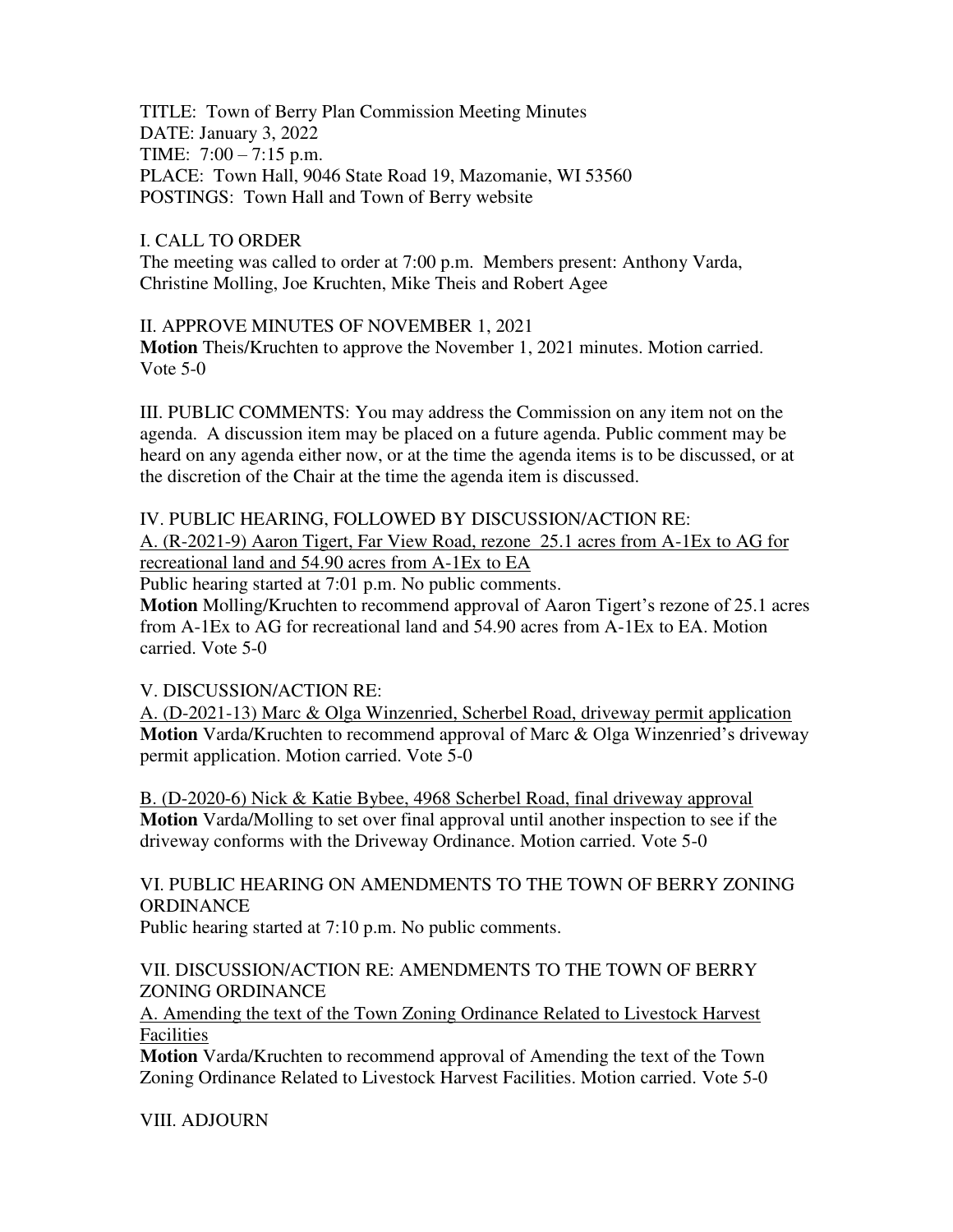TITLE: Town of Berry Plan Commission Meeting Minutes
DATE: January 3, 2022
TIME: 7:00 – 7:15 p.m.
PLACE: Town Hall, 9046 State Road 19, Mazomanie, WI 53560
POSTINGS: Town Hall and Town of Berry website

I. CALL TO ORDER
The meeting was called to order at 7:00 p.m. Members present: Anthony Varda, Christine Molling, Joe Kruchten, Mike Theis and Robert Agee

II. APPROVE MINUTES OF NOVEMBER 1, 2021
**Motion** Theis/Kruchten to approve the November 1, 2021 minutes. Motion carried. Vote 5-0

III. PUBLIC COMMENTS: You may address the Commission on any item not on the agenda. A discussion item may be placed on a future agenda. Public comment may be heard on any agenda either now, or at the time the agenda items is to be discussed, or at the discretion of the Chair at the time the agenda item is discussed.

IV. PUBLIC HEARING, FOLLOWED BY DISCUSSION/ACTION RE:
<u>A. (R-2021-9) Aaron Tigert, Far View Road, rezone 25.1 acres from A-1Ex to AG for recreational land and 54.90 acres from A-1Ex to EA</u>
Public hearing started at 7:01 p.m. No public comments.
**Motion** Molling/Kruchten to recommend approval of Aaron Tigert's rezone of 25.1 acres from A-1Ex to AG for recreational land and 54.90 acres from A-1Ex to EA. Motion carried. Vote 5-0

V. DISCUSSION/ACTION RE:
<u>A. (D-2021-13) Marc & Olga Winzenried, Scherbel Road, driveway permit application</u>
**Motion** Varda/Kruchten to recommend approval of Marc & Olga Winzenried's driveway permit application. Motion carried. Vote 5-0

<u>B. (D-2020-6) Nick & Katie Bybee, 4968 Scherbel Road, final driveway approval</u>
**Motion** Varda/Molling to set over final approval until another inspection to see if the driveway conforms with the Driveway Ordinance. Motion carried. Vote 5-0

VI. PUBLIC HEARING ON AMENDMENTS TO THE TOWN OF BERRY ZONING ORDINANCE
Public hearing started at 7:10 p.m. No public comments.

VII. DISCUSSION/ACTION RE: AMENDMENTS TO THE TOWN OF BERRY ZONING ORDINANCE
<u>A. Amending the text of the Town Zoning Ordinance Related to Livestock Harvest Facilities</u>
**Motion** Varda/Kruchten to recommend approval of Amending the text of the Town Zoning Ordinance Related to Livestock Harvest Facilities. Motion carried. Vote 5-0

VIII. ADJOURN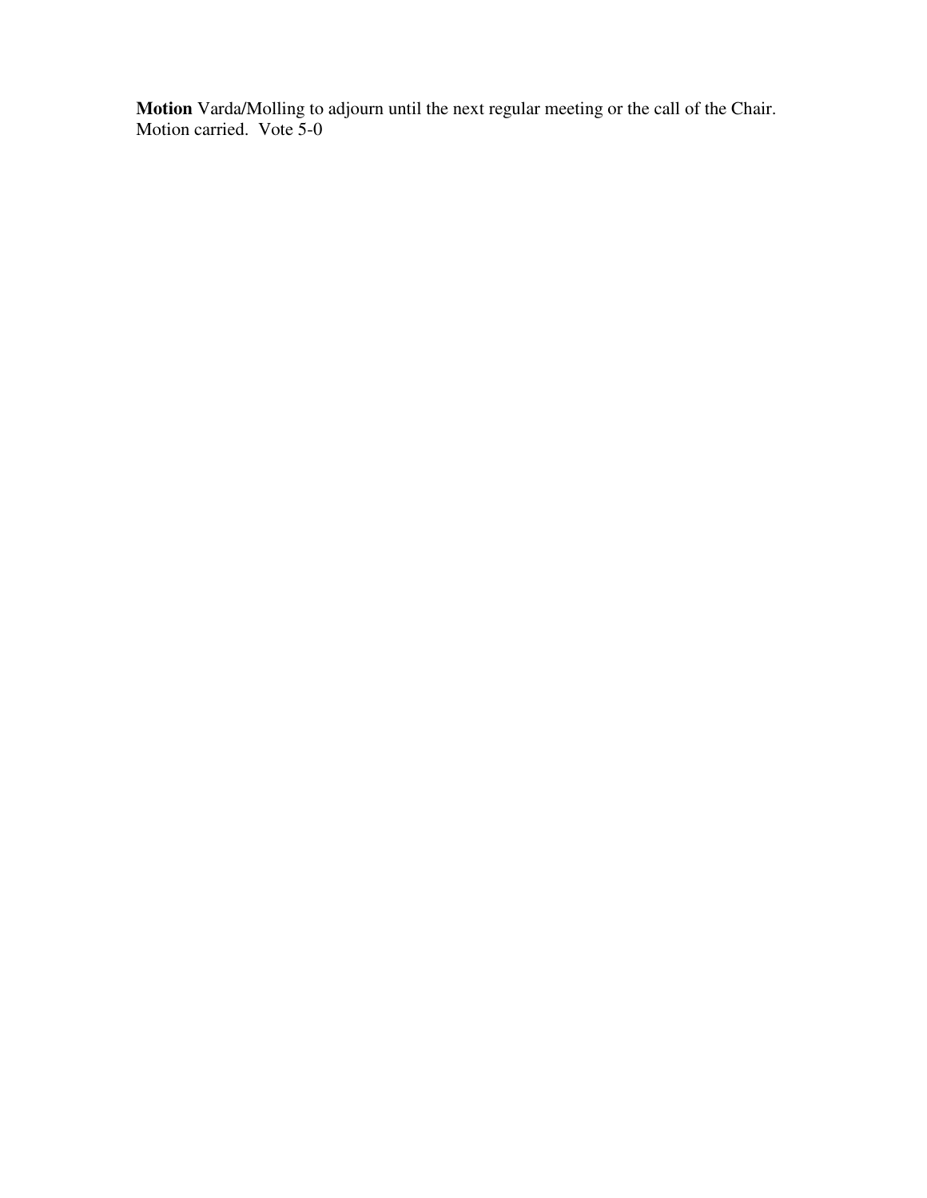**Motion** Varda/Molling to adjourn until the next regular meeting or the call of the Chair.
Motion carried. Vote 5-0